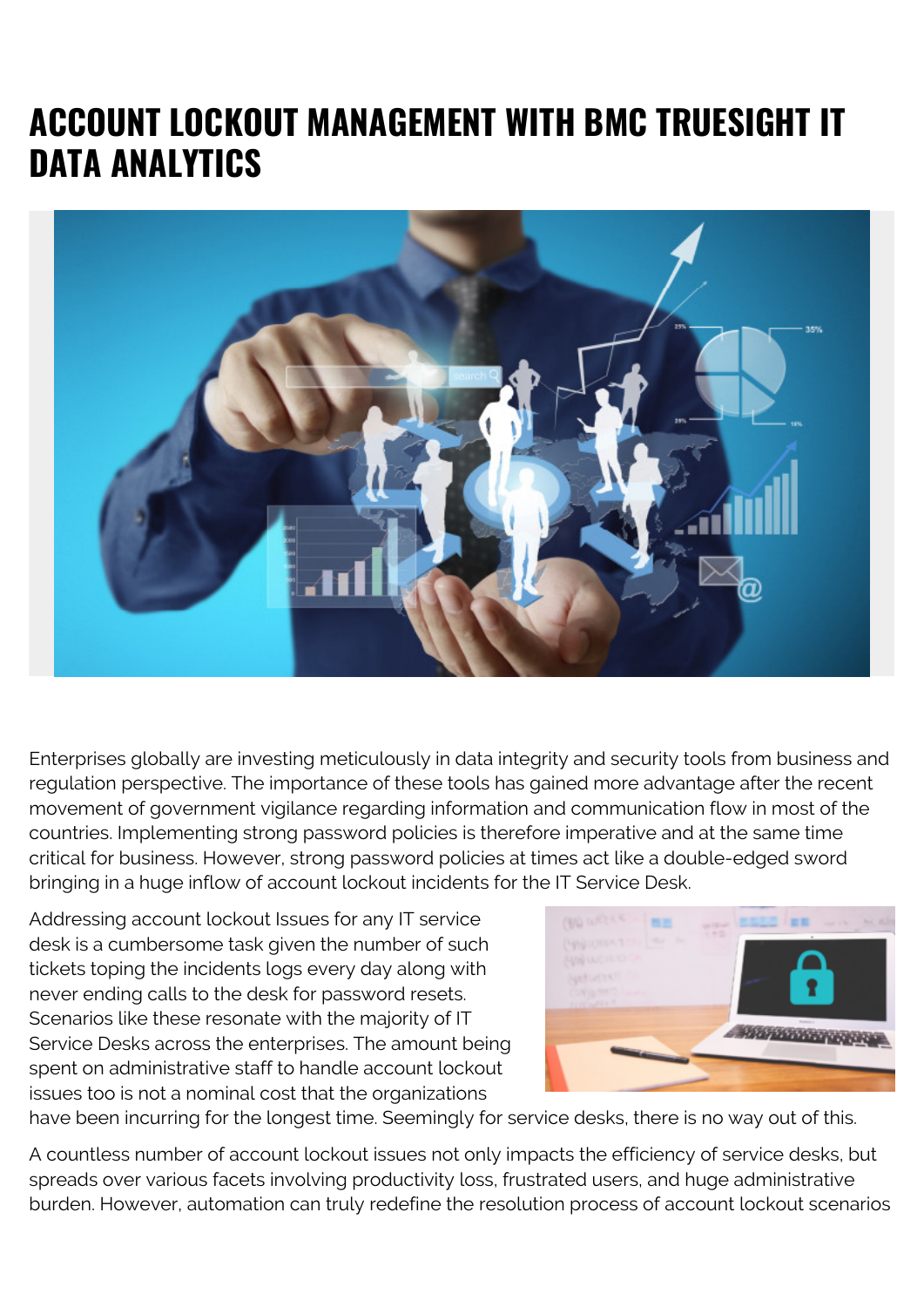# ACCOUNT LOCKOUT MANAGEMENT WITH BMC TRUESIGHT IT DATA ANALYTICS

Enterprises globally are investing meticulously in data integrity and security tools from business and regulation perspective. The importance of these tools has gained more advantage after the recent movement of government vigilance regarding information and communication flow in most of the countries. Implementing strong password policies is therefore imperative and at the same time critical for business. However, strong password policies at times act like a double-edged sword bringing in a huge inflow of account lockout incidents for the IT Service Desk.

Addressing account lockout Issues for any IT service desk is a cumbersome task given the number of such tickets toping the incidents logs every day along with never ending calls to the desk for password resets. Scenarios like these resonate with the majority of IT Service Desks across the enterprises. The amount being spent on administrative staff to handle account lockout issues too is not a nominal cost that the organizations have been incurring for the longest time. Seemingly for service desks, there is no way out of this.

A countless number of account lockout issues not only impacts the efficiency of service desks, but spreads over various facets involving productivity loss, frustrated users, and huge administrative burden. However, automation can truly redefine the resolution process of account lockout scenarios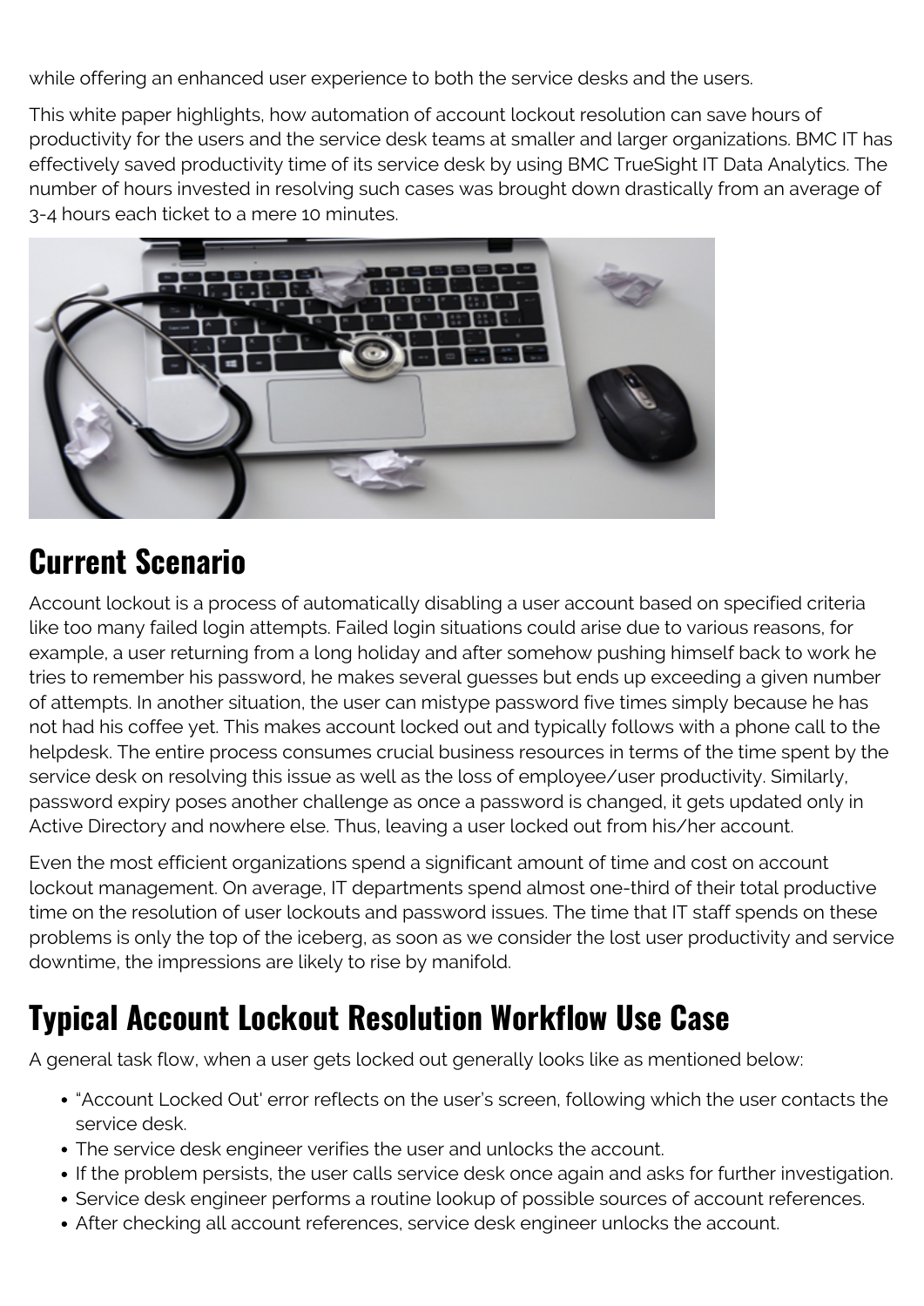while offering an enhanced user experience to both the service desks and the users.

This white paper highlights, how automation of account lockout resolution can save hours of productivity for the users and the service desk teams at smaller and larger organizations. BMC IT has effectively saved productivity time of its service desk by using BMC TrueSight IT Data Analytics. The number of hours invested in resolving such cases was brought down drastically from an average of 3-4 hours each ticket to a mere 10 minutes.

## Current Scenario

Account lockout is a process of automatically disabling a user account based on specified criteria like too many failed login attempts. Failed login situations could arise due to various reasons, for example, a user returning from a long holiday and after somehow pushing himself back to work he tries to remember his password, he makes several guesses but ends up exceeding a given number of attempts. In another situation, the user can mistype password five times simply because he has not had his coffee yet. This makes account locked out and typically follows with a phone call to the helpdesk. The entire process consumes crucial business resources in terms of the time spent by the service desk on resolving this issue as well as the loss of employee/user productivity. Similarly, password expiry poses another challenge as once a password is changed, it gets updated only in Active Directory and nowhere else. Thus, leaving a user locked out from his/her account.

Even the most efficient organizations spend a significant amount of time and cost on account lockout management. On average, IT departments spend almost one-third of their total productive time on the resolution of user lockouts and password issues. The time that IT staff spends on these problems is only the top of the iceberg, as soon as we consider the lost user productivity and service downtime, the impressions are likely to rise by manifold.

## Typical Account Lockout Resolution Workflow Use Case

A general task flow, when a user gets locked out generally looks like as mentioned below:

- "Account Locked Out' error reflects on the user's screen, following which the user contacts the service desk.
- The service desk engineer verifies the user and unlocks the account.
- If the problem persists, the user calls service desk once again and asks for further investigation.
- Service desk engineer performs a routine lookup of possible sources of account references.
- After checking all account references, service desk engineer unlocks the account.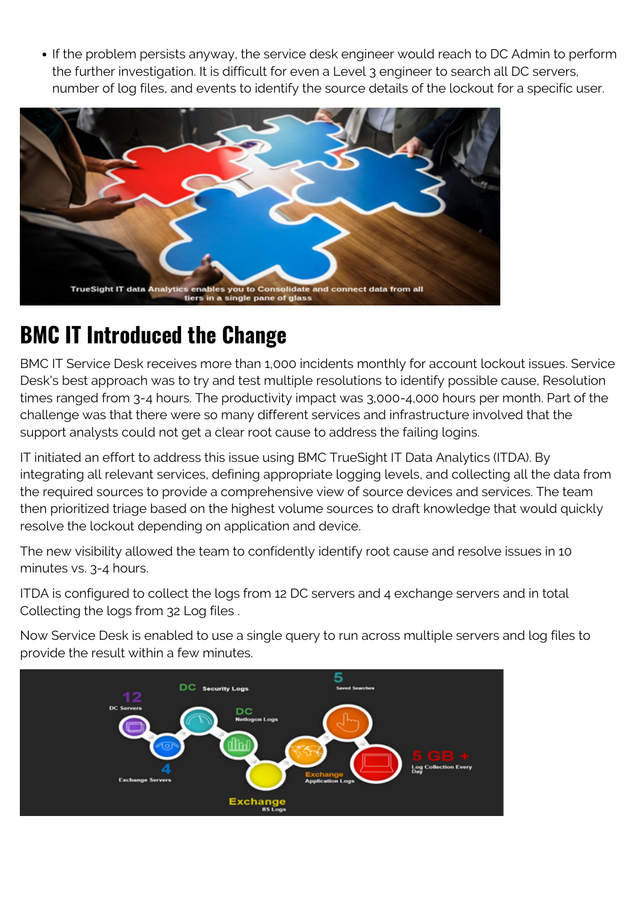- If the problem persists anyway, the service desk engineer would reach to DC Admin to perform the further investigation. It is difficult for even a Level 3 engineer to search all DC servers, number of log files, and events to identify the source details of the lockout for a specific user.

TrueSight IT data Analytics enables you to Consolidate and connect data from all tiers in a single pane of glass

## BMC IT Introduced the Change

BMC IT Service Desk receives more than 1,000 incidents monthly for account lockout issues. Service Desk's best approach was to try and test multiple resolutions to identify possible cause, Resolution times ranged from 3-4 hours. The productivity impact was 3,000-4,000 hours per month. Part of the challenge was that there were so many different services and infrastructure involved that the support analysts could not get a clear root cause to address the failing logins.

IT initiated an effort to address this issue using BMC TrueSight IT Data Analytics (ITDA). By integrating all relevant services, defining appropriate logging levels, and collecting all the data from the required sources to provide a comprehensive view of source devices and services. The team then prioritized triage based on the highest volume sources to draft knowledge that would quickly resolve the lockout depending on application and device.

The new visibility allowed the team to confidently identify root cause and resolve issues in 10 minutes vs. 3-4 hours.

ITDA is configured to collect the logs from 12 DC servers and 4 exchange servers and in total Collecting the logs from 32 Log files .

Now Service Desk is enabled to use a single query to run across multiple servers and log files to provide the result within a few minutes.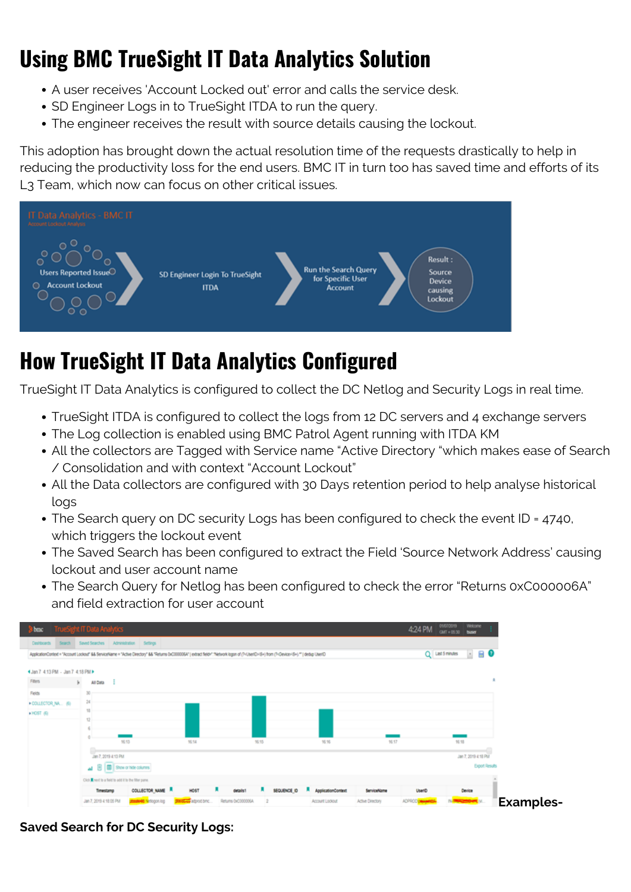# Using BMC TrueSight IT Data Analytics Solution

- A user receives 'Account Locked out' error and calls the service desk.
- SD Engineer Logs in to TrueSight ITDA to run the query.
- The engineer receives the result with source details causing the lockout.

This adoption has brought down the actual resolution time of the requests drastically to help in reducing the productivity loss for the end users. BMC IT in turn too has saved time and efforts of its L3 Team, which now can focus on other critical issues.

# How TrueSight IT Data Analytics Configured

TrueSight IT Data Analytics is configured to collect the DC Netlog and Security Logs in real time.

- TrueSight ITDA is configured to collect the logs from 12 DC servers and 4 exchange servers
- The Log collection is enabled using BMC Patrol Agent running with ITDA KM
- All the collectors are Tagged with Service name "Active Directory "which makes ease of Search / Consolidation and with context "Account Lockout"
- All the Data collectors are configured with 30 Days retention period to help analyse historical logs
- The Search query on DC security Logs has been configured to check the event ID = 4740, which triggers the lockout event
- The Saved Search has been configured to extract the Field 'Source Network Address' causing lockout and user account name
- The Search Query for Netlog has been configured to check the error "Returns 0xC000006A" and field extraction for user account

**Examples-**

**Saved Search for DC Security Logs:**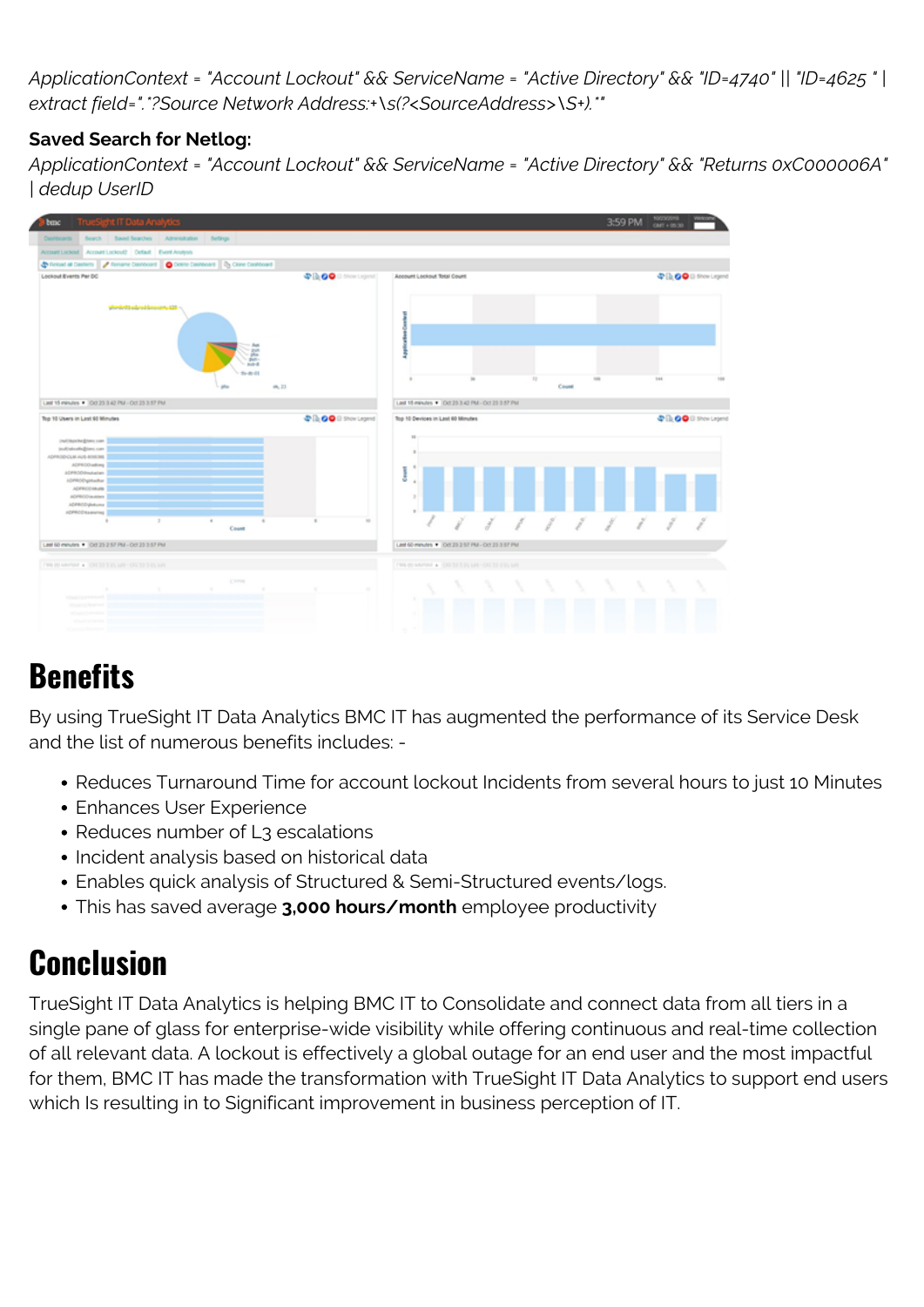*ApplicationContext = "Account Lockout" && ServiceName = "Active Directory" && "ID=4740" || "ID=4625 " | extract field=".*?Source Network Address:+\s(?<SourceAddress>\S+).*"*

**Saved Search for Netlog:**

*ApplicationContext = "Account Lockout" && ServiceName = "Active Directory" && "Returns 0xC000006A" | dedup UserID*

# Benefits

By using TrueSight IT Data Analytics BMC IT has augmented the performance of its Service Desk and the list of numerous benefits includes: -

- Reduces Turnaround Time for account lockout Incidents from several hours to just 10 Minutes
- Enhances User Experience
- Reduces number of L3 escalations
- Incident analysis based on historical data
- Enables quick analysis of Structured & Semi-Structured events/logs.
- This has saved average **3,000 hours/month** employee productivity

# Conclusion

TrueSight IT Data Analytics is helping BMC IT to Consolidate and connect data from all tiers in a single pane of glass for enterprise-wide visibility while offering continuous and real-time collection of all relevant data. A lockout is effectively a global outage for an end user and the most impactful for them, BMC IT has made the transformation with TrueSight IT Data Analytics to support end users which Is resulting in to Significant improvement in business perception of IT.